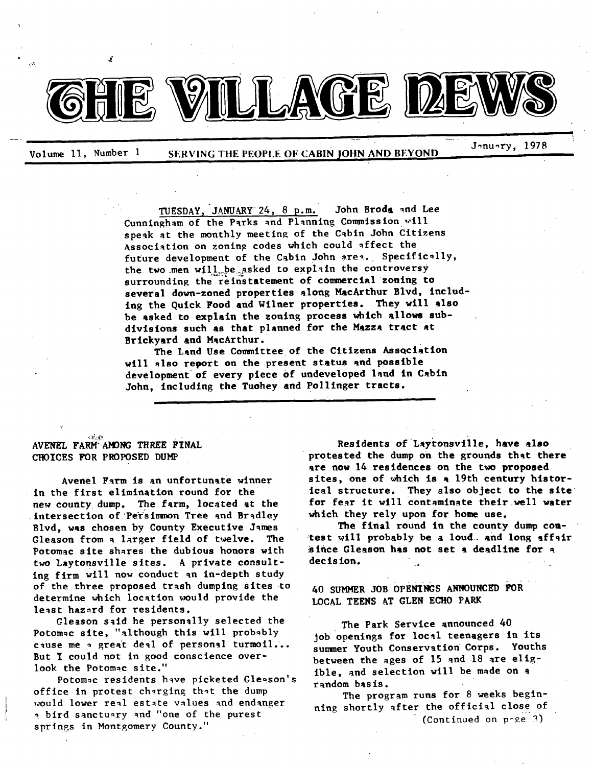# THE VILLAGE NEWS

Volume 11, Number 1 — SERVING THE PEOPLE OF CABIN JOHN AND BEYOND — January, 1978

TUESDAY, JANUARY 24, 8 p.m. John Broda and Lee Cunningham of the Parks and Planning Commission will speak at the monthly meeting of the Cabin John Citizens Association on zoning codes which could affect the future development of the Cabin John area. Specifically, the two men will be asked to explain the controversy surrounding the reinstatement of commercial zoning to several down-zoned properties along MacArthur Blvd, including the Quick Food and Wilner properties. They will also be asked to explain the zoning process which allows subdivisions such as that planned for the Mazza tract at Brickyard and MacArthur.

The Land Use Committee of the Citizens Association will also report on the present status and possible development of every piece of undeveloped land in Cabin John, including the Tuohey and Pollinger tracts.

## AVENEL FARM AMONG THREE FINAL CHOICES FOR PROPOSED DUMP

Avenel Farm is an unfortunate winner in the first elimination round for the new county dump. The farm, located at the intersection of Persimmon Tree and Bradley Blvd, was chosen by County Executive James Gleason from a larger field of twelve. The Potomac site shares the dubious honors with two Laytonsville sites. A private consulting firm will now conduct an in-depth study of the three proposed trash dumping sites to determine which location would provide the least hazard for residents.

Gleason said he personally selected the Potomac site, "although this will probably cause me a great deal of personal turmoil... But I could not in good conscience overlook the Potomac site."

Potomac residents have picketed Gleason's office in protest charging that the dump would lower real estate values and endanger a bird sanctuary and "one of the purest springs in Montgomery County."

Residents of Laytonsville, have also protested the dump on the grounds that there are now 14 residences on the two proposed sites, one of which is a 19th century historical structure. They also object to the site for fear it will contaminate their well water which they rely upon for home use.

The final round in the county dump contest will probably be a loud and long affair since Gleason has not set a deadline for a decision.

## 40 SUMMER JOB OPENINGS ANNOUNCED FOR LOCAL TEENS AT GLEN ECHO PARK

The Park Service announced 40 job openings for local teenagers in its summer Youth Conservation Corps. Youths between the ages of 15 and 18 are eligible, and selection will be made on a random basis.

The program runs for 8 weeks beginning shortly after the official close of

(Continued on page 3)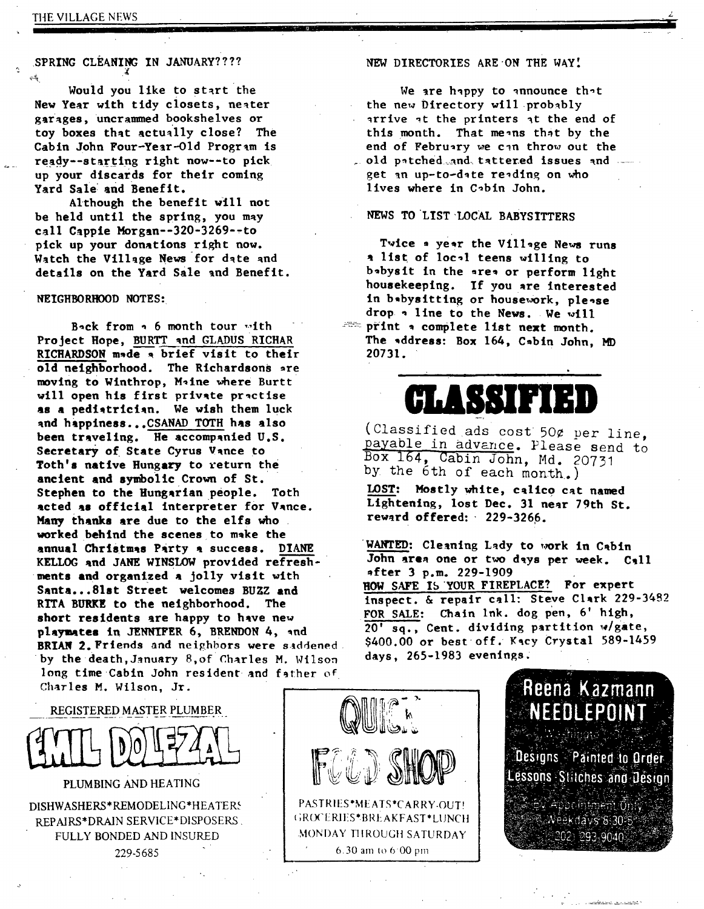## SPRING CLEANING IN JANUARY????

Would you like to start the New Year with tidy closets, neater garages, uncrammed bookshelves or toy boxes that actually close? The Cabin John Four-Year-Old Program is ready--starting right now--to pick up your discards for their coming Yard Sale and Benefit.

Although the benefit will not be held until the spring, you may call Cappie Morgan--320-3269--to pick up your donations right now. Watch the Village News for date and details on the Yard Sale and Benefit.

## NEIGHBORHOOD NOTES:

Back from a 6 month tour with Project Hope, BURTT and GLADUS RICHAR RICHARDSON made a brief visit to their old neighborhood. The Richardsons are moving to Winthrop, Maine where Burtt will open his first private practise as a pediatrician. We wish them luck and happiness...CSANAD TOTH has also been traveling. He accompanied U.S. Secretary of State Cyrus Vance to Toth's native Hungary to return the ancient and symbolic Crown of St. Stephen to the Hungarian people. Toth acted as official interpreter for Vance. Many thanks are due to the elfs who worked behind the scenes to make the annual Christmas Party a success. DIANE KELLOG and JANE WINSLOW provided refreshments and organized a jolly visit with Santa...81st Street welcomes BUZZ and RITA BURKE to the neighborhood. The short residents are happy to have new playmates in JENNIFER 6, BRENDON 4, and BRIAN 2. Friends and neighbors were saddened by the death, January 8, of Charles M. Wilson long time Cabin John resident and father of Charles M. Wilson, Jr.

## NEW DIRECTORIES ARE ON THE WAY!

We are happy to announce that the new Directory will probably arrive at the printers at the end of this month. That means that by the end of February we can throw out the old patched and tattered issues and get an up-to-date reading on who lives where in Cabin John.

## NEWS TO LIST LOCAL BABYSITTERS

Twice a year the Village News runs a list of local teens willing to babysit in the area or perform light housekeeping. If you are interested in babysitting or housework, please drop a line to the News. We will print a complete list next month. The address: Box 164, Cabin John, MD 20731.

# CLASSIFIED

(Classified ads cost 50¢ per line, payable in advance. Please send to Box 164, Cabin John, Md. 20731 by the 6th of each month.)

**LOST:** Mostly white, calico cat named Lightening, lost Dec. 31 near 79th St. reward offered: 229-3266.

**WANTED:** Cleaning Lady to work in Cabin John area one or two days per week. Call after 3 p.m. 229-1909

**HOW SAFE IS YOUR FIREPLACE?** For expert inspect. & repair call: Steve Clark 229-3482

**FOR SALE:** Chain lnk. dog pen, 6' high, 20' sq., Cent. dividing partition w/gate, $400.00 or best off. Kacy Crystal 589-1459 days, 265-1983 evenings.

REGISTERED MASTER PLUMBER

**EMIL DOLEZAL**

PLUMBING AND HEATING

DISHWASHERS*REMODELING*HEATERS
REPAIRS*DRAIN SERVICE*DISPOSERS
FULLY BONDED AND INSURED
229-5685

**QUICK FOOD SHOP**

PASTRIES*MEATS*CARRY-OUT!
GROCERIES*BREAKFAST*LUNCH
MONDAY THROUGH SATURDAY
6:30 am to 6:00 pm

**Reena Kazmann NEEDLEPOINT**

Designs · Painted to Order
Lessons · Stitches and Design
By Appointment Only
Weekdays 8:30-5
202 293-9040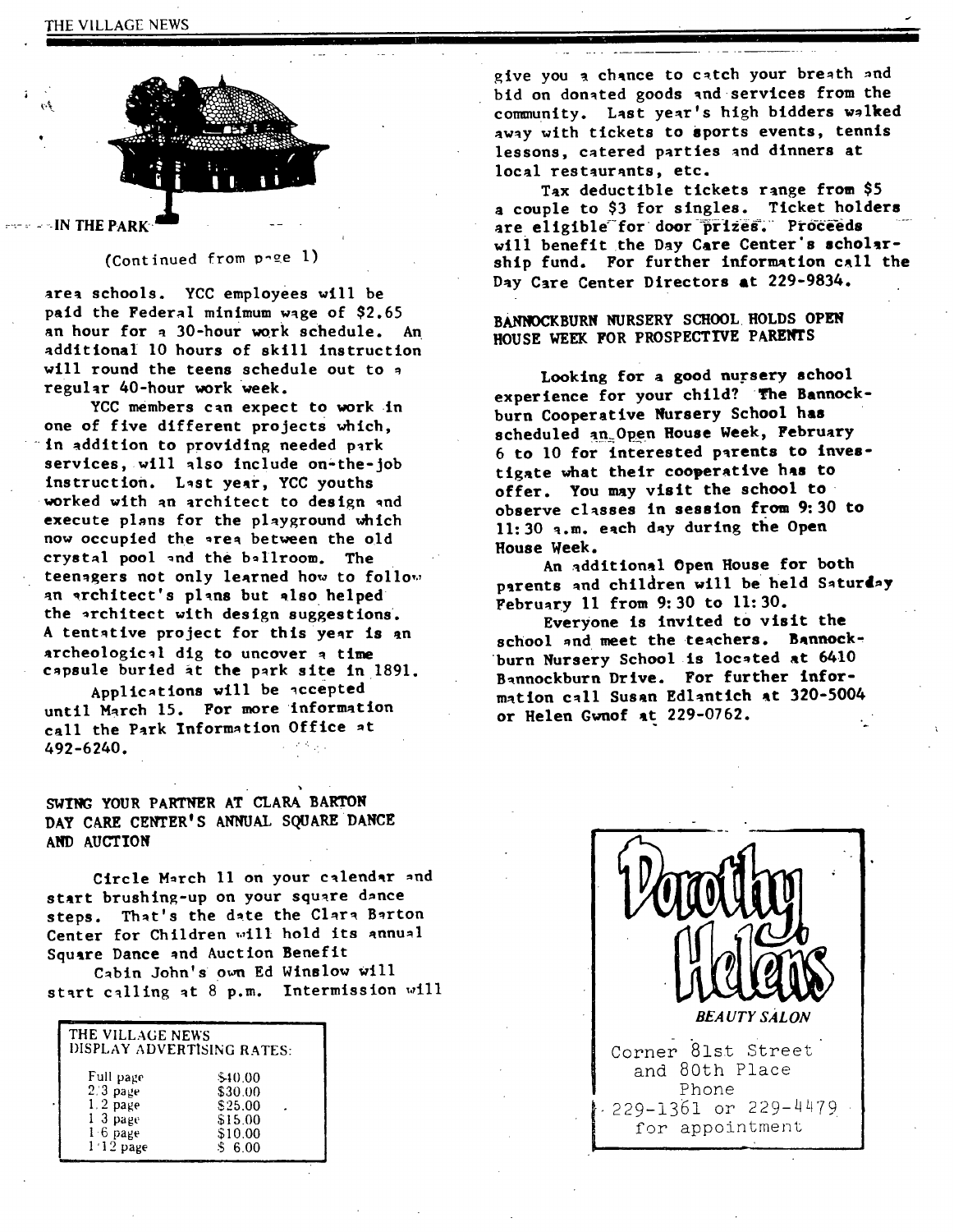IN THE PARK

(Continued from page 1)

area schools. YCC employees will be paid the Federal minimum wage of $2.65 an hour for a 30-hour work schedule. An additional 10 hours of skill instruction will round the teens schedule out to a regular 40-hour work week.

YCC members can expect to work in one of five different projects which, in addition to providing needed park services, will also include on-the-job instruction. Last year, YCC youths worked with an architect to design and execute plans for the playground which now occupied the area between the old crystal pool and the ballroom. The teenagers not only learned how to follow an architect's plans but also helped the architect with design suggestions. A tentative project for this year is an archeological dig to uncover a time capsule buried at the park site in 1891.

Applications will be accepted until March 15. For more information call the Park Information Office at 492-6240.

## SWING YOUR PARTNER AT CLARA BARTON DAY CARE CENTER'S ANNUAL SQUARE DANCE AND AUCTION

Circle March 11 on your calendar and start brushing-up on your square dance steps. That's the date the Clara Barton Center for Children will hold its annual Square Dance and Auction Benefit

Cabin John's own Ed Winslow will start calling at 8 p.m. Intermission will give you a chance to catch your breath and bid on donated goods and services from the community. Last year's high bidders walked away with tickets to sports events, tennis lessons, catered parties and dinners at local restaurants, etc.

Tax deductible tickets range from $5 a couple to $3 for singles. Ticket holders are eligible for door prizes. Proceeds will benefit the Day Care Center's scholarship fund. For further information call the Day Care Center Directors at 229-9834.

## BANNOCKBURN NURSERY SCHOOL HOLDS OPEN HOUSE WEEK FOR PROSPECTIVE PARENTS

Looking for a good nursery school experience for your child? The Bannockburn Cooperative Nursery School has scheduled an Open House Week, February 6 to 10 for interested parents to investigate what their cooperative has to offer. You may visit the school to observe classes in session from 9:30 to 11:30 a.m. each day during the Open House Week.

An additional Open House for both parents and children will be held Saturday February 11 from 9:30 to 11:30.

Everyone is invited to visit the school and meet the teachers. Bannockburn Nursery School is located at 6410 Bannockburn Drive. For further information call Susan Edlantich at 320-5004 or Helen Gwnof at 229-0762.

THE VILLAGE NEWS
DISPLAY ADVERTISING RATES:

| Size | Rate |
|---|---|
| Full page | $40.00 |
| 2/3 page | $30.00 |
| 1/2 page | $25.00 |
| 1/3 page | $15.00 |
| 1/6 page | $10.00 |
| 1/12 page | $ 6.00 |

Dorothy Helens

*BEAUTY SALON*

Corner 81st Street
and 80th Place
Phone
229-1361 or 229-4479
for appointment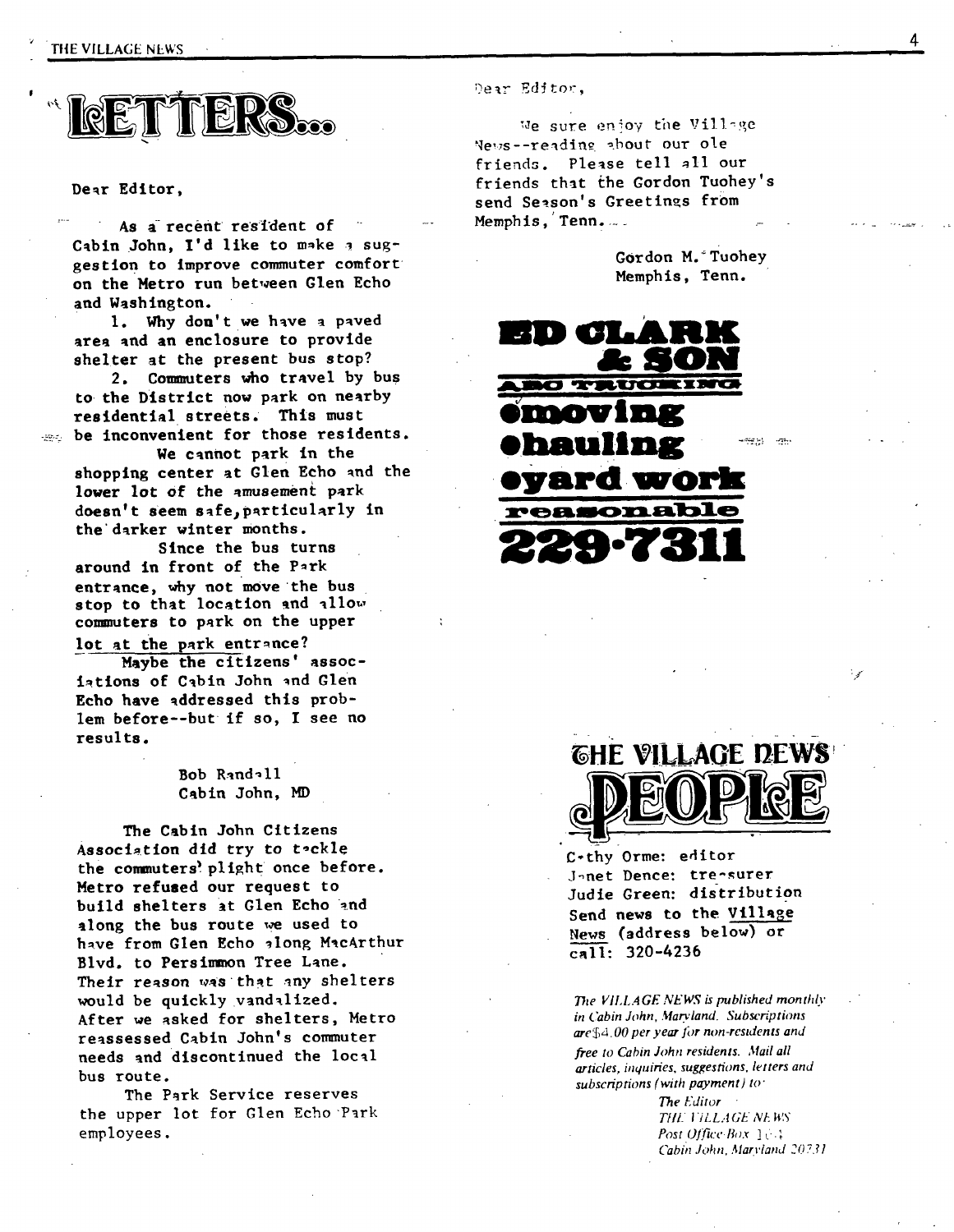# LETTERS...

Dear Editor,

As a recent resident of Cabin John, I'd like to make a suggestion to improve commuter comfort on the Metro run between Glen Echo and Washington.

1. Why don't we have a paved area and an enclosure to provide shelter at the present bus stop?

2. Commuters who travel by bus to the District now park on nearby residential streets. This must be inconvenient for those residents.

We cannot park in the shopping center at Glen Echo and the lower lot of the amusement park doesn't seem safe, particularly in the darker winter months.

Since the bus turns around in front of the Park entrance, why not move the bus stop to that location and allow commuters to park on the upper lot at the park entrance?

Maybe the citizens' associations of Cabin John and Glen Echo have addressed this problem before--but if so, I see no results.

Bob Randall
Cabin John, MD

The Cabin John Citizens Association did try to tackle the commuters' plight once before. Metro refused our request to build shelters at Glen Echo and along the bus route we used to have from Glen Echo along MacArthur Blvd. to Persimmon Tree Lane. Their reason was that any shelters would be quickly vandalized. After we asked for shelters, Metro reassessed Cabin John's commuter needs and discontinued the local bus route.

The Park Service reserves the upper lot for Glen Echo Park employees.

Dear Editor,

We sure enjoy the Village News--reading about our ole friends. Please tell all our friends that the Gordon Tuohey's send Season's Greetings from Memphis, Tenn.

Gordon M. Tuohey
Memphis, Tenn.

**ED CLARK & SON**
**ABC TRUCKING**
**●moving**
**●hauling**
**●yard work**
**reasonable**
**229·7311**

## THE VILLAGE NEWS PEOPLE

Cathy Orme: editor
Janet Dence: treasurer
Judie Green: distribution
Send news to the Village News (address below) or call: 320-4236

*The VILLAGE NEWS is published monthly in Cabin John, Maryland. Subscriptions are $4.00 per year for non-residents and free to Cabin John residents. Mail all articles, inquiries, suggestions, letters and subscriptions (with payment) to:*

*The Editor*
*THE VILLAGE NEWS*
*Post Office Box 164*
*Cabin John, Maryland 20731*